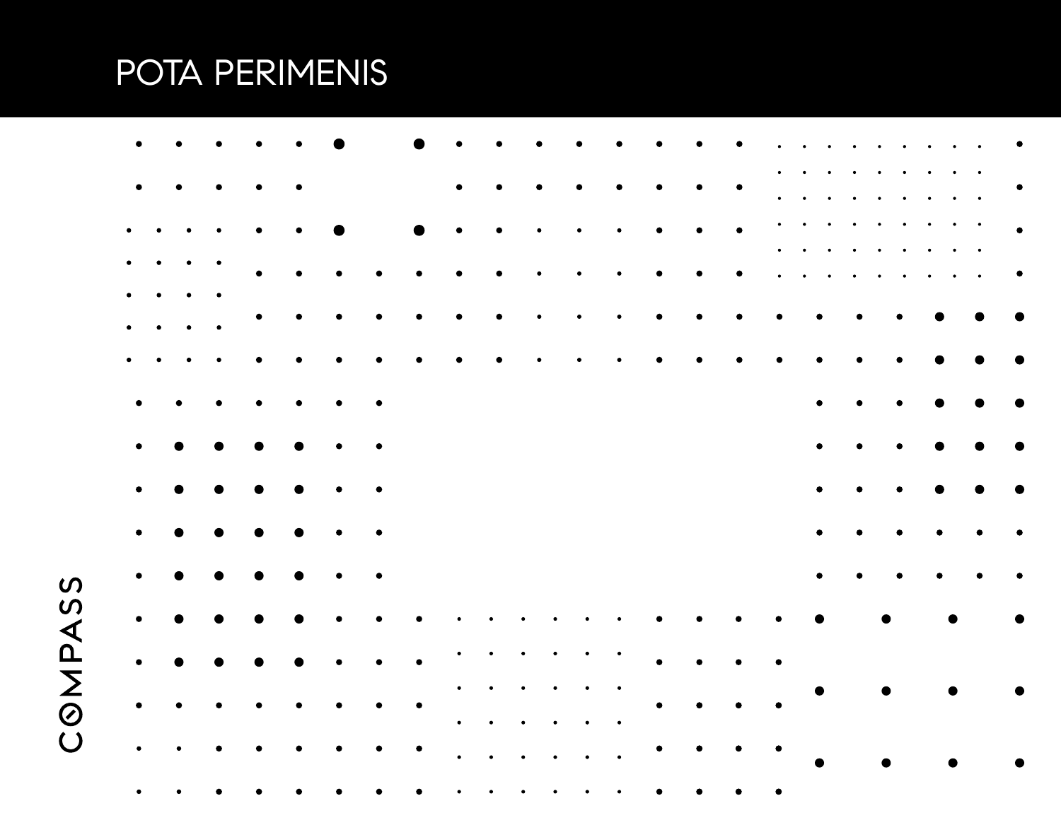# POTA PERIMENIS

COMPASS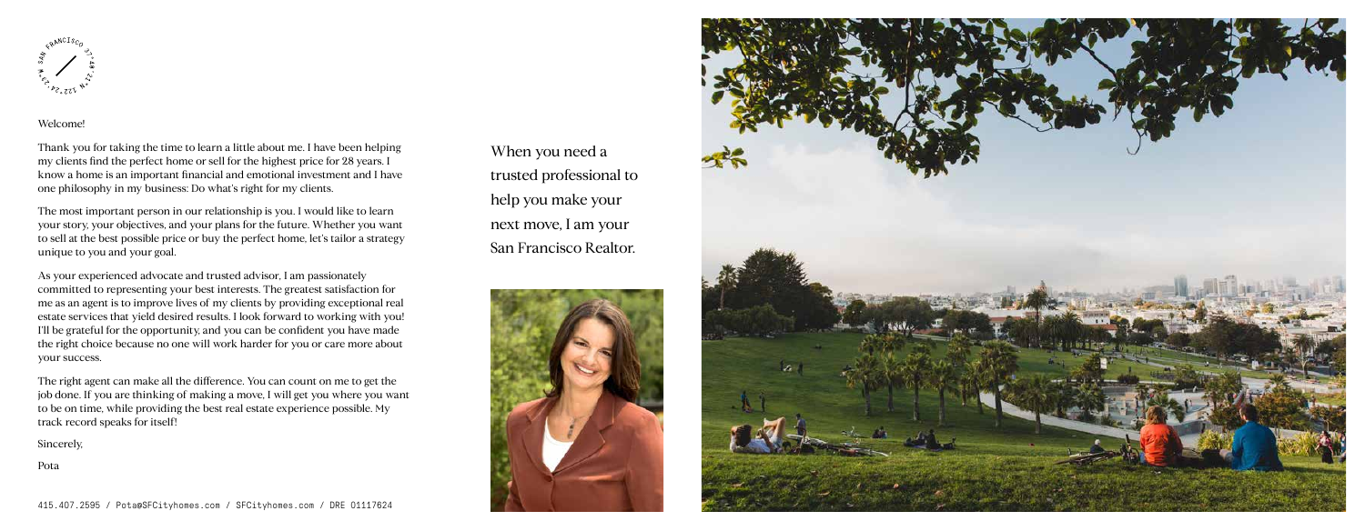Welcome!

Thank you for taking the time to learn a little about me. I have been helping my clients find the perfect home or sell for the highest price for 28 years. I know a home is an important financial and emotional investment and I have one philosophy in my business: Do what's right for my clients.

The most important person in our relationship is you. I would like to learn your story, your objectives, and your plans for the future. Whether you want to sell at the best possible price or buy the perfect home, let's tailor a strategy unique to you and your goal.

As your experienced advocate and trusted advisor, I am passionately committed to representing your best interests. The greatest satisfaction for me as an agent is to improve lives of my clients by providing exceptional real estate services that yield desired results. I look forward to working with you! I'll be grateful for the opportunity, and you can be confident you have made the right choice because no one will work harder for you or care more about your success.

The right agent can make all the difference. You can count on me to get the job done. If you are thinking of making a move, I will get you where you want to be on time, while providing the best real estate experience possible. My track record speaks for itself!

Sincerely,

Pota

415.407.2595 / Pota@SFCityhomes.com / SFCityhomes.com / DRE 01117624

When you need a trusted professional to help you make your next move, I am your San Francisco Realtor.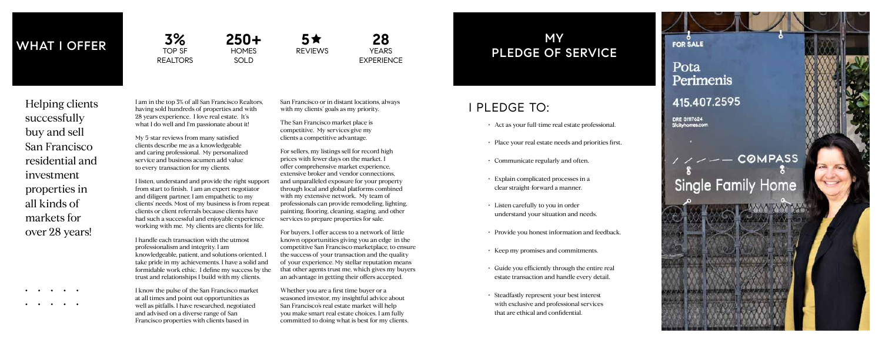## WHAT I OFFER

**3%** TOP SF REALTORS

**250+** HOMES SOLD

**5★** REVIEWS

**28** YEARS EXPERIENCE

Helping clients successfully buy and sell San Francisco residential and investment properties in all kinds of markets for over 28 years!

I am in the top 3% of all San Francisco Realtors, having sold hundreds of properties and with 28 years experience. I love real estate. It's what I do well and I'm passionate about it!

My 5-star reviews from many satisfied clients describe me as a knowledgeable and caring professional. My personalized service and business acumen add value to every transaction for my clients.

I listen, understand and provide the right support from start to finish. I am an expert negotiator and diligent partner. I am empathetic to my clients' needs. Most of my business is from repeat clients or client referrals because clients have had such a successful and enjoyable experience working with me. My clients are clients for life.

I handle each transaction with the utmost professionalism and integrity. I am knowledgeable, patient, and solutions oriented. I take pride in my achievements. I have a solid and formidable work ethic. I define my success by the trust and relationships I build with my clients.

I know the pulse of the San Francisco market at all times and point out opportunities as well as pitfalls. I have researched, negotiated and advised on a diverse range of San Francisco properties with clients based in San Francisco or in distant locations, always with my clients' goals as my priority.

The San Francisco market place is competitive. My services give my clients a competitive advantage.

For sellers, my listings sell for record high prices with fewer days on the market. I offer comprehensive market experience, extensive broker and vendor connections, and unparalleled exposure for your property through local and global platforms combined with my extensive network. My team of professionals can provide remodeling, lighting, painting, flooring, cleaning, staging, and other services to prepare properties for sale.

For buyers, I offer access to a network of little known opportunities giving you an edge in the competitive San Francisco marketplace, to ensure the success of your transaction and the quality of your experience. My stellar reputation means that other agents trust me, which gives my buyers an advantage in getting their offers accepted.

Whether you are a first time buyer or a seasoned investor, my insightful advice about San Francisco's real estate market will help you make smart real estate choices. I am fully committed to doing what is best for my clients.

## MY PLEDGE OF SERVICE

### I PLEDGE TO:

- Act as your full-time real estate professional.
- Place your real estate needs and priorities first.
- Communicate regularly and often.
- Explain complicated processes in a clear straight-forward a manner.
- Listen carefully to you in order understand your situation and needs.
- Provide you honest information and feedback.
- Keep my promises and commitments.
- Guide you efficiently through the entire real estate transaction and handle every detail.
- Steadfastly represent your best interest with exclusive and professional services that are ethical and confidential.

FOR SALE

Pota Perimenis

415.407.2595

DRE 01117624
Sfcityhomes.com

COMPASS

Single Family Home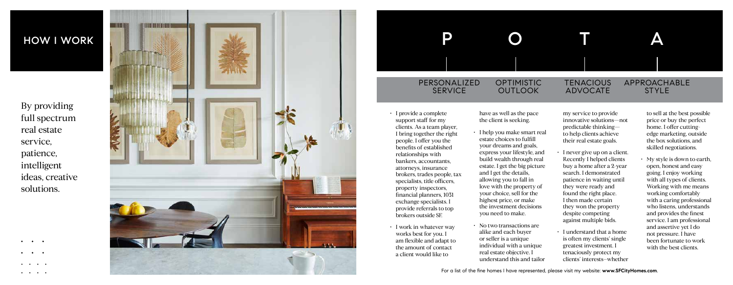# HOW I WORK

By providing full spectrum real estate service, patience, intelligent ideas, creative solutions.

## P O T A

**PERSONALIZED SERVICE** | **OPTIMISTIC OUTLOOK** | **TENACIOUS ADVOCATE** | **APPROACHABLE STYLE**

- I provide a complete support staff for my clients. As a team player, I bring together the right people. I offer you the benefits of established relationships with bankers, accountants, attorneys, insurance brokers, trades people, tax specialists, title officers, property inspectors, financial planners, 1031 exchange specialists. I provide referrals to top brokers outside SF.
- I work in whatever way works best for you. I am flexible and adapt to the amount of contact a client would like to have as well as the pace the client is seeking.
- I help you make smart real estate choices to fulfill your dreams and goals, express your lifestyle, and build wealth through real estate. I get the big picture and I get the details, allowing you to fall in love with the property of your choice, sell for the highest price, or make the investment decisions you need to make.
- No two transactions are alike and each buyer or seller is a unique individual with a unique real estate objective. I understand this and tailor my service to provide innovative solutions—not predictable thinking—to help clients achieve their real estate goals.
- I never give up on a client. Recently I helped clients buy a home after a 2-year search. I demonstrated patience in waiting until they were ready and found the right place. I then made certain they won the property despite competing against multiple bids.
- I understand that a home is often my clients' single greatest investment. I tenaciously protect my clients' interests—whether to sell at the best possible price or buy the perfect home. I offer cutting-edge marketing, outside the box solutions, and skilled negotiations.
- My style is down to earth, open, honest and easy going. I enjoy working with all types of clients. Working with me means working comfortably with a caring professional who listens, understands and provides the finest service. I am professional and assertive yet I do not pressure. I have been fortunate to work with the best clients.

For a list of the fine homes I have represented, please visit my website: **www.SFCityHomes.com**.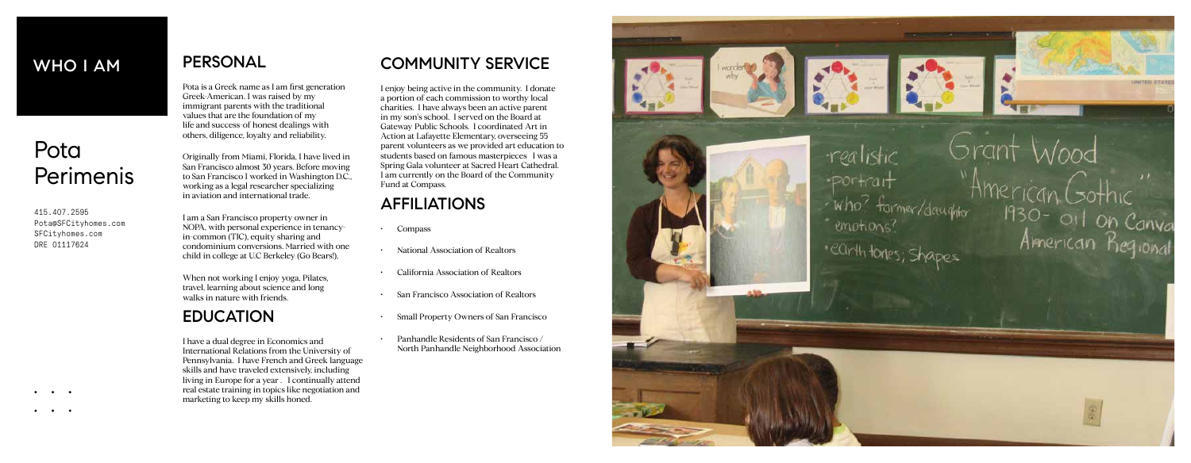## WHO I AM

# Pota Perimenis

415.407.2595
Pota@SFCityhomes.com
SFCityhomes.com
DRE 01117624

## PERSONAL

Pota is a Greek name as I am first generation Greek-American. I was raised by my immigrant parents with the traditional values that are the foundation of my life and success-of honest dealings with others, diligence, loyalty and reliability.

Originally from Miami, Florida, I have lived in San Francisco almost 30 years. Before moving to San Francisco I worked in Washington D.C., working as a legal researcher specializing in aviation and international trade.

I am a San Francisco property owner in NOPA, with personal experience in tenancy-in-common (TIC), equity sharing and condominium conversions. Married with one child in college at UC Berkeley (Go Bears!),

When not working I enjoy yoga, Pilates, travel, learning about science and long walks in nature with friends.

## EDUCATION

I have a dual degree in Economics and International Relations from the University of Pennsylvania. I have French and Greek language skills and have traveled extensively, including living in Europe for a year . I continually attend real estate training in topics like negotiation and marketing to keep my skills honed.

## COMMUNITY SERVICE

I enjoy being active in the community. I donate a portion of each commission to worthy local charities. I have always been an active parent in my son's school. I served on the Board at Gateway Public Schools. I coordinated Art in Action at Lafayette Elementary, overseeing 55 parent volunteers as we provided art education to students based on famous masterpieces I was a Spring Gala volunteer at Sacred Heart Cathedral. I am currently on the Board of the Community Fund at Compass.

## AFFILIATIONS

- Compass
- National Association of Realtors
- California Association of Realtors
- San Francisco Association of Realtors
- Small Property Owners of San Francisco
- Panhandle Residents of San Francisco / North Panhandle Neighborhood Association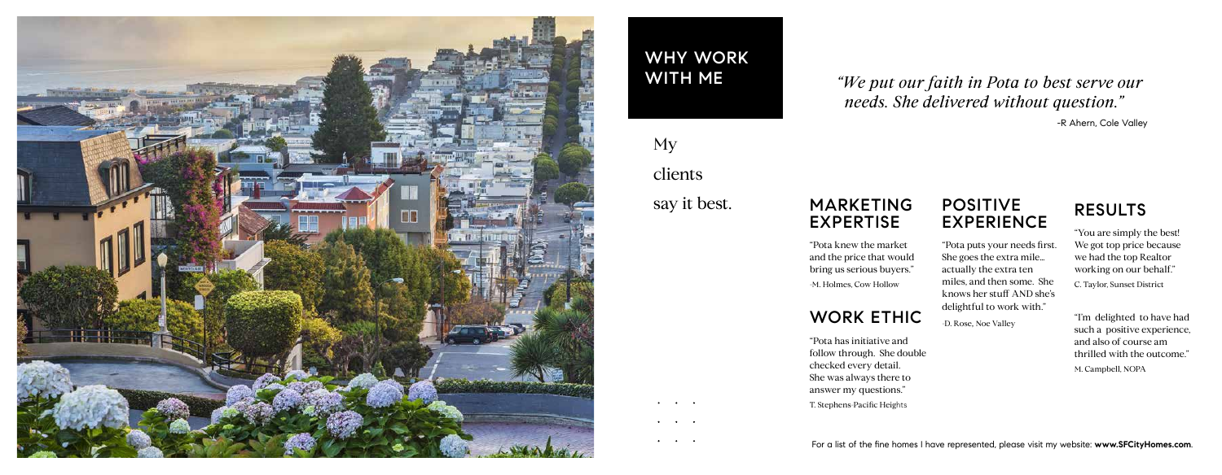## WHY WORK WITH ME

*"We put our faith in Pota to best serve our needs. She delivered without question."*

-R Ahern, Cole Valley

My clients say it best.

### MARKETING EXPERTISE

"Pota knew the market and the price that would bring us serious buyers."

-M. Holmes, Cow Hollow

### WORK ETHIC

"Pota has initiative and follow through. She double checked every detail. She was always there to answer my questions."

T. Stephens-Pacific Heights

### POSITIVE EXPERIENCE

"Pota puts your needs first. She goes the extra mile... actually the extra ten miles, and then some. She knows her stuff AND she's delightful to work with."

-D. Rose, Noe Valley

### RESULTS

"You are simply the best! We got top price because we had the top Realtor working on our behalf."

C. Taylor, Sunset District

"I'm delighted to have had such a positive experience, and also of course am thrilled with the outcome."

M. Campbell, NOPA

For a list of the fine homes I have represented, please visit my website: **www.SFCityHomes.com**.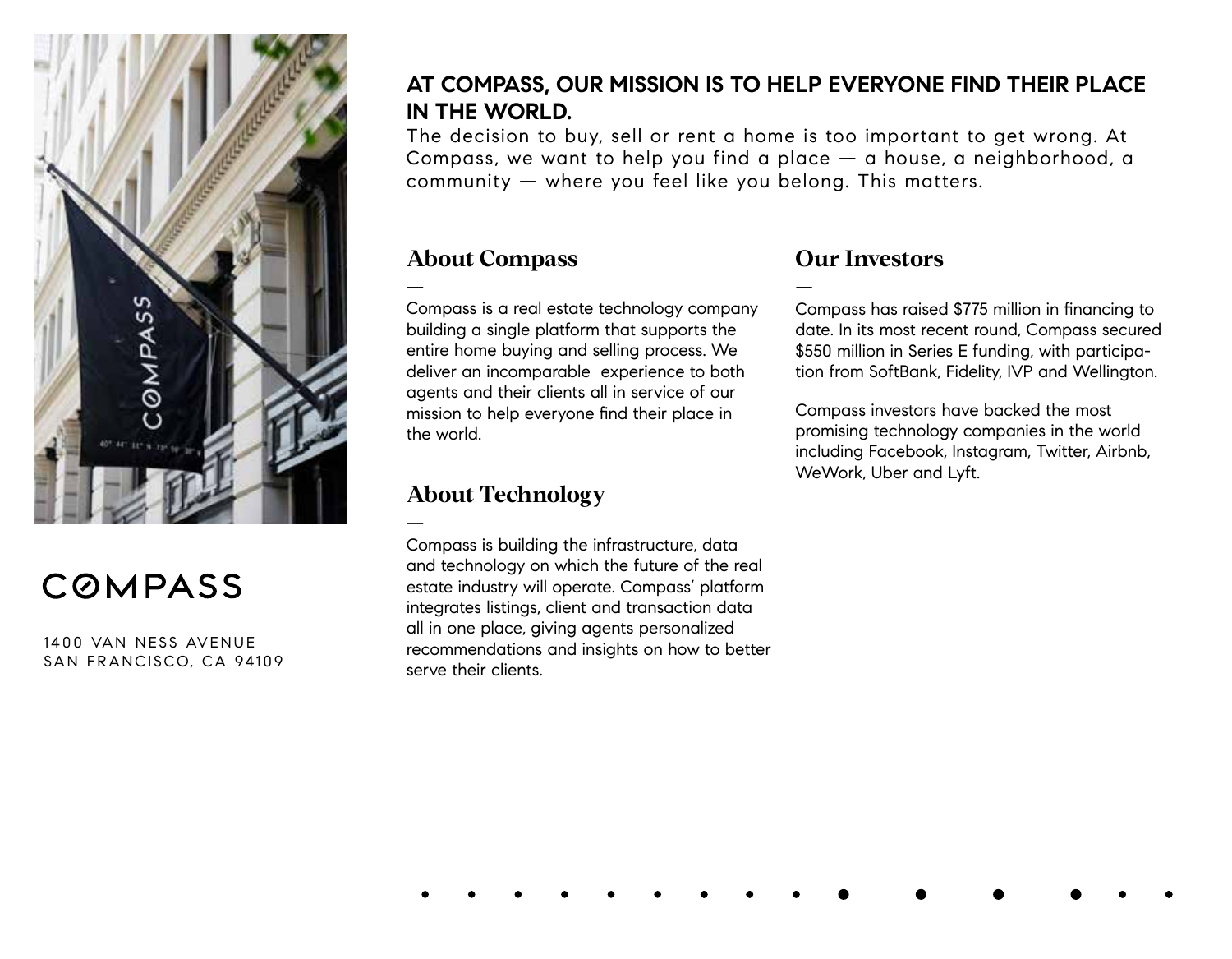## AT COMPASS, OUR MISSION IS TO HELP EVERYONE FIND THEIR PLACE IN THE WORLD.

The decision to buy, sell or rent a home is too important to get wrong. At Compass, we want to help you find a place — a house, a neighborhood, a community — where you feel like you belong. This matters.

### About Compass

—

Compass is a real estate technology company building a single platform that supports the entire home buying and selling process. We deliver an incomparable experience to both agents and their clients all in service of our mission to help everyone find their place in the world.

### About Technology

—

Compass is building the infrastructure, data and technology on which the future of the real estate industry will operate. Compass' platform integrates listings, client and transaction data all in one place, giving agents personalized recommendations and insights on how to better serve their clients.

### Our Investors

—

Compass has raised $775 million in financing to date. In its most recent round, Compass secured $550 million in Series E funding, with participation from SoftBank, Fidelity, IVP and Wellington.

Compass investors have backed the most promising technology companies in the world including Facebook, Instagram, Twitter, Airbnb, WeWork, Uber and Lyft.

COMPASS

1400 VAN NESS AVENUE
SAN FRANCISCO, CA 94109